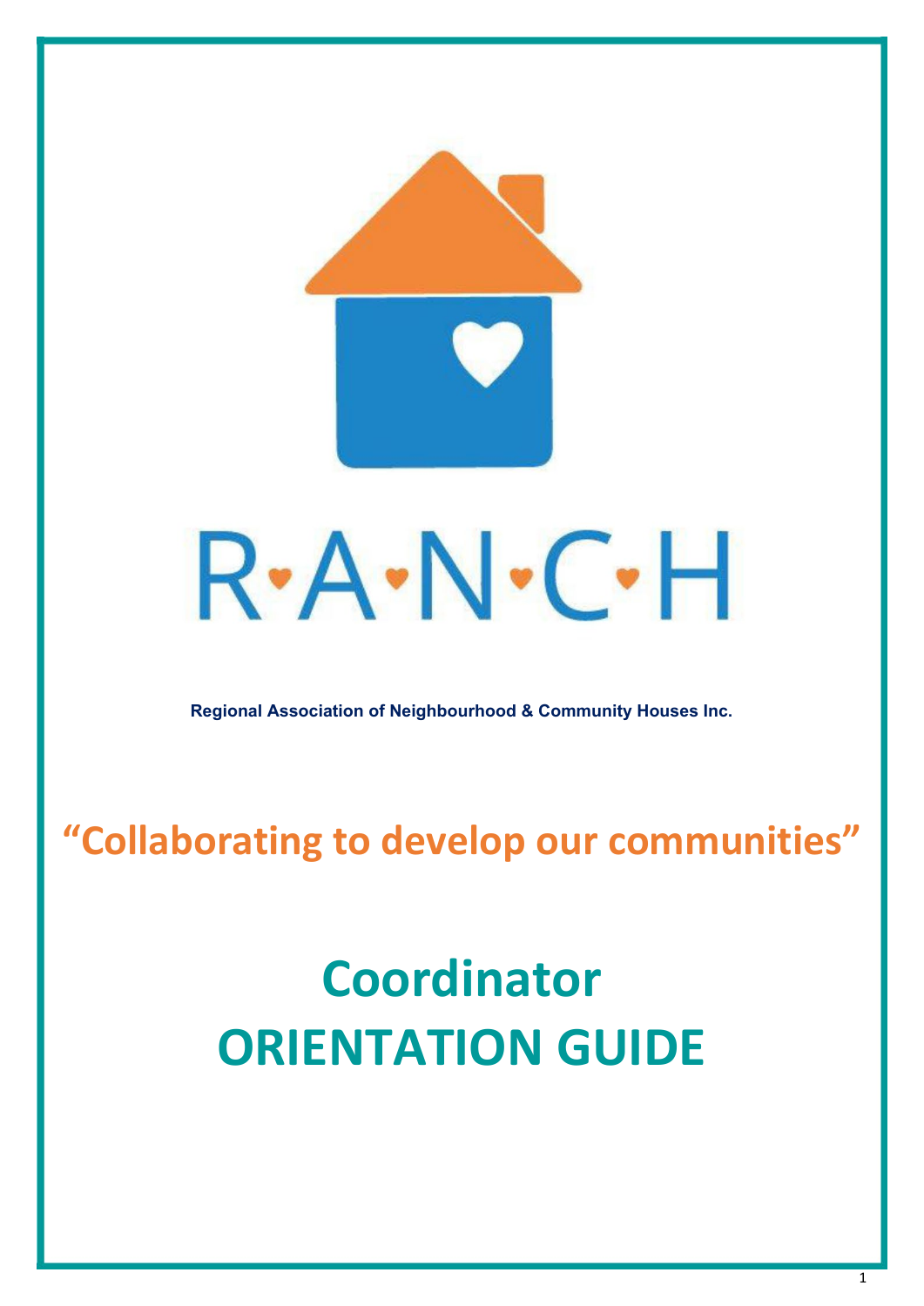# R·A·N·C·H

**Regional Association of Neighbourhood & Community Houses Inc.**

## "Collaborating to develop our communities"

# Coordinator ORIENTATION GUIDE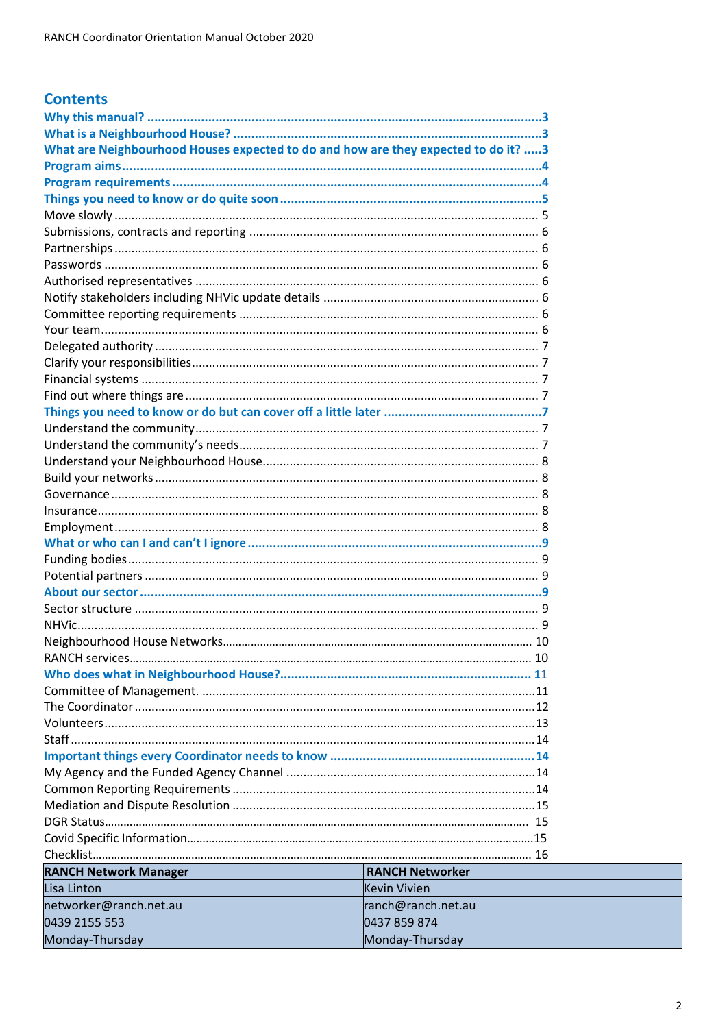## Contents

**Why this manual? ....................................................................................................3**
**What is a Neighbourhood House? .............................................................................3**
**What are Neighbourhood Houses expected to do and how are they expected to do it? .....3**
**Program aims ...........................................................................................................4**
**Program requirements .............................................................................................4**
**Things you need to know or do quite soon ................................................................5**
Move slowly ................................................................................................................ 5
Submissions, contracts and reporting ......................................................................... 6
Partnerships ................................................................................................................ 6
Passwords ................................................................................................................... 6
Authorised representatives ......................................................................................... 6
Notify stakeholders including NHVic update details .................................................... 6
Committee reporting requirements ............................................................................. 6
Your team .................................................................................................................... 6
Delegated authority ..................................................................................................... 7
Clarify your responsibilities .......................................................................................... 7
Financial systems ......................................................................................................... 7
Find out where things are ............................................................................................ 7
**Things you need to know or do but can cover off a little later ....................................7**
Understand the community .......................................................................................... 7
Understand the community's needs ............................................................................. 7
Understand your Neighbourhood House ....................................................................... 8
Build your networks ..................................................................................................... 8
Governance .................................................................................................................. 8
Insurance ..................................................................................................................... 8
Employment ................................................................................................................. 8
**What or who can I and can't I ignore .........................................................................9**
Funding bodies ............................................................................................................ 9
Potential partners ......................................................................................................... 9
**About our sector .......................................................................................................9**
Sector structure ........................................................................................................... 9
NHVic ........................................................................................................................... 9
Neighbourhood House Networks ................................................................................ 10
RANCH services .......................................................................................................... 10
**Who does what in Neighbourhood House? ............................................................. 11**
Committee of Management. ....................................................................................... 11
The Coordinator ......................................................................................................... 12
Volunteers .................................................................................................................. 13
Staff ............................................................................................................................ 14
**Important things every Coordinator needs to know .................................................14**
My Agency and the Funded Agency Channel ............................................................... 14
Common Reporting Requirements .............................................................................. 14
Mediation and Dispute Resolution .............................................................................. 15
DGR Status .................................................................................................................. 15
Covid Specific Information ........................................................................................... 15
Checklist ...................................................................................................................... 16

| RANCH Network Manager | RANCH Networker |
|---|---|
| Lisa Linton | Kevin Vivien |
| networker@ranch.net.au | ranch@ranch.net.au |
| 0439 2155 553 | 0437 859 874 |
| Monday-Thursday | Monday-Thursday |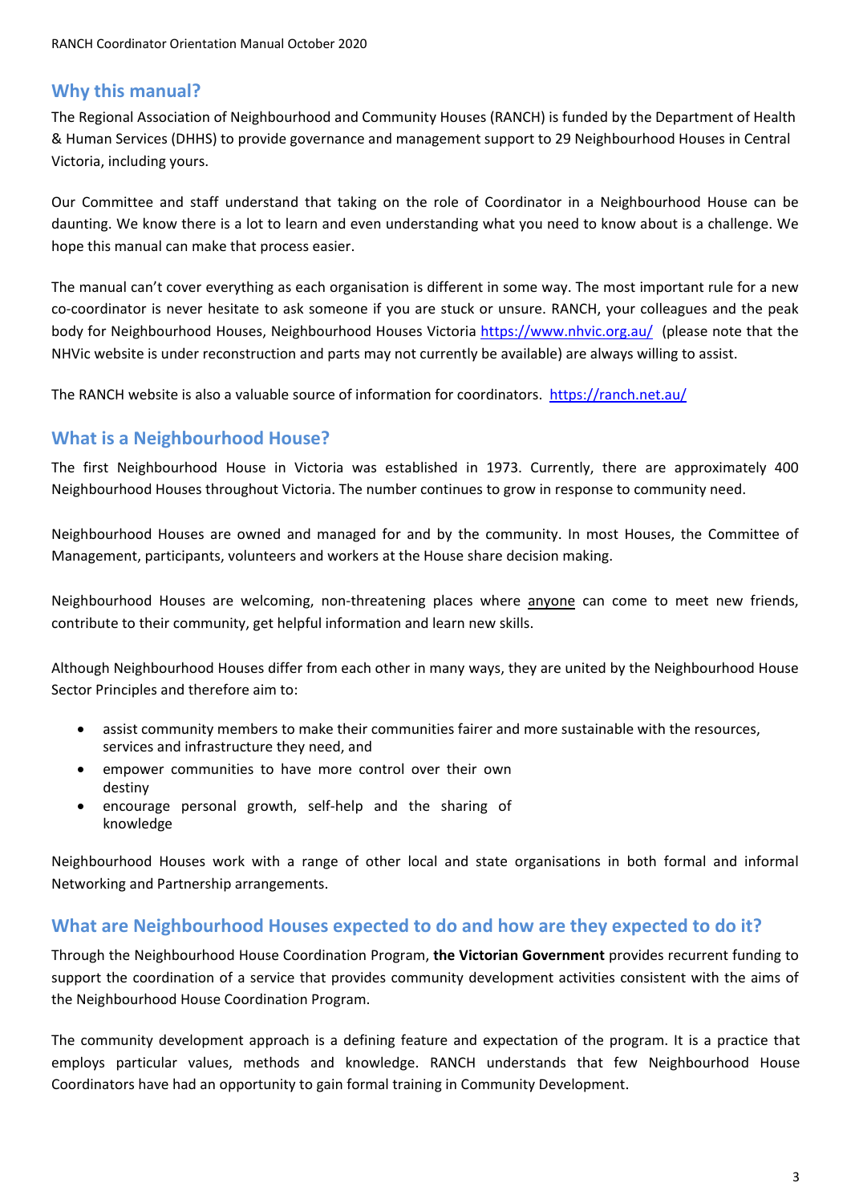## Why this manual?

The Regional Association of Neighbourhood and Community Houses (RANCH) is funded by the Department of Health & Human Services (DHHS) to provide governance and management support to 29 Neighbourhood Houses in Central Victoria, including yours.

Our Committee and staff understand that taking on the role of Coordinator in a Neighbourhood House can be daunting. We know there is a lot to learn and even understanding what you need to know about is a challenge. We hope this manual can make that process easier.

The manual can't cover everything as each organisation is different in some way. The most important rule for a new co-coordinator is never hesitate to ask someone if you are stuck or unsure. RANCH, your colleagues and the peak body for Neighbourhood Houses, Neighbourhood Houses Victoria https://www.nhvic.org.au/ (please note that the NHVic website is under reconstruction and parts may not currently be available) are always willing to assist.

The RANCH website is also a valuable source of information for coordinators. https://ranch.net.au/

## What is a Neighbourhood House?

The first Neighbourhood House in Victoria was established in 1973. Currently, there are approximately 400 Neighbourhood Houses throughout Victoria. The number continues to grow in response to community need.

Neighbourhood Houses are owned and managed for and by the community. In most Houses, the Committee of Management, participants, volunteers and workers at the House share decision making.

Neighbourhood Houses are welcoming, non-threatening places where <u>anyone</u> can come to meet new friends, contribute to their community, get helpful information and learn new skills.

Although Neighbourhood Houses differ from each other in many ways, they are united by the Neighbourhood House Sector Principles and therefore aim to:

- assist community members to make their communities fairer and more sustainable with the resources, services and infrastructure they need, and
- empower communities to have more control over their own destiny
- encourage personal growth, self-help and the sharing of knowledge

Neighbourhood Houses work with a range of other local and state organisations in both formal and informal Networking and Partnership arrangements.

## What are Neighbourhood Houses expected to do and how are they expected to do it?

Through the Neighbourhood House Coordination Program, **the Victorian Government** provides recurrent funding to support the coordination of a service that provides community development activities consistent with the aims of the Neighbourhood House Coordination Program.

The community development approach is a defining feature and expectation of the program. It is a practice that employs particular values, methods and knowledge. RANCH understands that few Neighbourhood House Coordinators have had an opportunity to gain formal training in Community Development.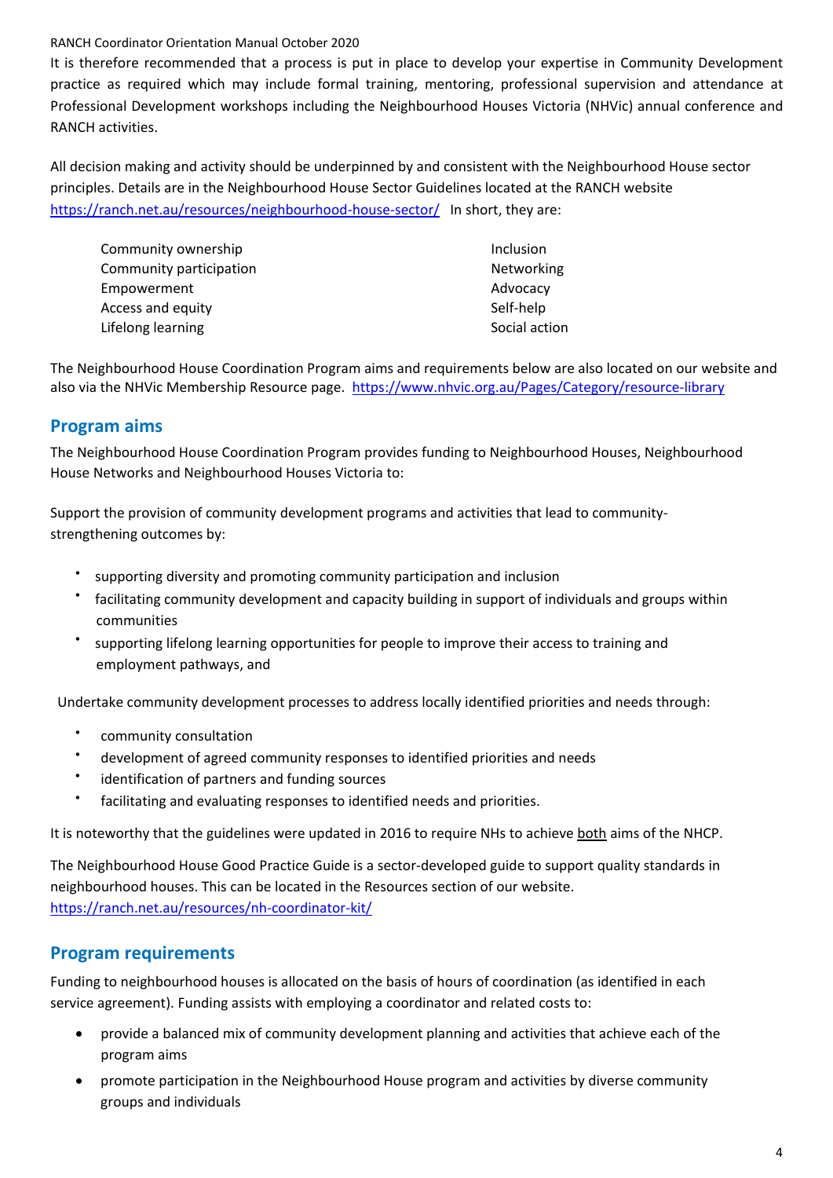It is therefore recommended that a process is put in place to develop your expertise in Community Development practice as required which may include formal training, mentoring, professional supervision and attendance at Professional Development workshops including the Neighbourhood Houses Victoria (NHVic) annual conference and RANCH activities.

All decision making and activity should be underpinned by and consistent with the Neighbourhood House sector principles. Details are in the Neighbourhood House Sector Guidelines located at the RANCH website https://ranch.net.au/resources/neighbourhood-house-sector/ In short, they are:

- Community ownership
- Community participation
- Empowerment
- Access and equity
- Lifelong learning
- Inclusion
- Networking
- Advocacy
- Self-help
- Social action

The Neighbourhood House Coordination Program aims and requirements below are also located on our website and also via the NHVic Membership Resource page. https://www.nhvic.org.au/Pages/Category/resource-library

## Program aims

The Neighbourhood House Coordination Program provides funding to Neighbourhood Houses, Neighbourhood House Networks and Neighbourhood Houses Victoria to:

Support the provision of community development programs and activities that lead to community-strengthening outcomes by:

- supporting diversity and promoting community participation and inclusion
- facilitating community development and capacity building in support of individuals and groups within communities
- supporting lifelong learning opportunities for people to improve their access to training and employment pathways, and

Undertake community development processes to address locally identified priorities and needs through:

- community consultation
- development of agreed community responses to identified priorities and needs
- identification of partners and funding sources
- facilitating and evaluating responses to identified needs and priorities.

It is noteworthy that the guidelines were updated in 2016 to require NHs to achieve <u>both</u> aims of the NHCP.

The Neighbourhood House Good Practice Guide is a sector-developed guide to support quality standards in neighbourhood houses. This can be located in the Resources section of our website. https://ranch.net.au/resources/nh-coordinator-kit/

## Program requirements

Funding to neighbourhood houses is allocated on the basis of hours of coordination (as identified in each service agreement). Funding assists with employing a coordinator and related costs to:

- provide a balanced mix of community development planning and activities that achieve each of the program aims
- promote participation in the Neighbourhood House program and activities by diverse community groups and individuals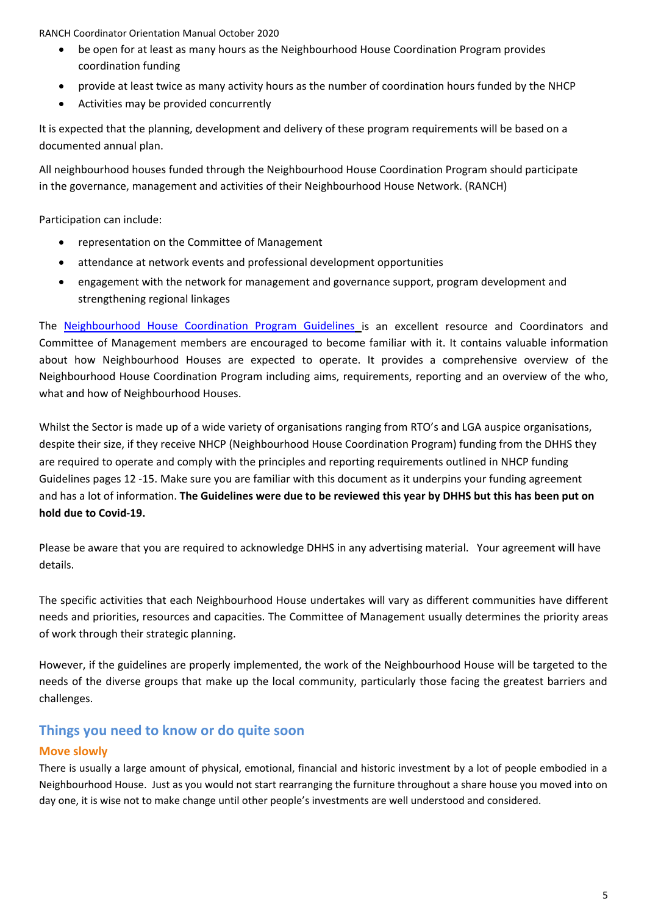- be open for at least as many hours as the Neighbourhood House Coordination Program provides coordination funding
- provide at least twice as many activity hours as the number of coordination hours funded by the NHCP
- Activities may be provided concurrently

It is expected that the planning, development and delivery of these program requirements will be based on a documented annual plan.

All neighbourhood houses funded through the Neighbourhood House Coordination Program should participate in the governance, management and activities of their Neighbourhood House Network. (RANCH)

Participation can include:

- representation on the Committee of Management
- attendance at network events and professional development opportunities
- engagement with the network for management and governance support, program development and strengthening regional linkages

The [Neighbourhood House Coordination Program Guidelines](#) is an excellent resource and Coordinators and Committee of Management members are encouraged to become familiar with it. It contains valuable information about how Neighbourhood Houses are expected to operate. It provides a comprehensive overview of the Neighbourhood House Coordination Program including aims, requirements, reporting and an overview of the who, what and how of Neighbourhood Houses.

Whilst the Sector is made up of a wide variety of organisations ranging from RTO's and LGA auspice organisations, despite their size, if they receive NHCP (Neighbourhood House Coordination Program) funding from the DHHS they are required to operate and comply with the principles and reporting requirements outlined in NHCP funding Guidelines pages 12 -15. Make sure you are familiar with this document as it underpins your funding agreement and has a lot of information. **The Guidelines were due to be reviewed this year by DHHS but this has been put on hold due to Covid-19.**

Please be aware that you are required to acknowledge DHHS in any advertising material. Your agreement will have details.

The specific activities that each Neighbourhood House undertakes will vary as different communities have different needs and priorities, resources and capacities. The Committee of Management usually determines the priority areas of work through their strategic planning.

However, if the guidelines are properly implemented, the work of the Neighbourhood House will be targeted to the needs of the diverse groups that make up the local community, particularly those facing the greatest barriers and challenges.

## Things you need to know or do quite soon

### Move slowly

There is usually a large amount of physical, emotional, financial and historic investment by a lot of people embodied in a Neighbourhood House. Just as you would not start rearranging the furniture throughout a share house you moved into on day one, it is wise not to make change until other people's investments are well understood and considered.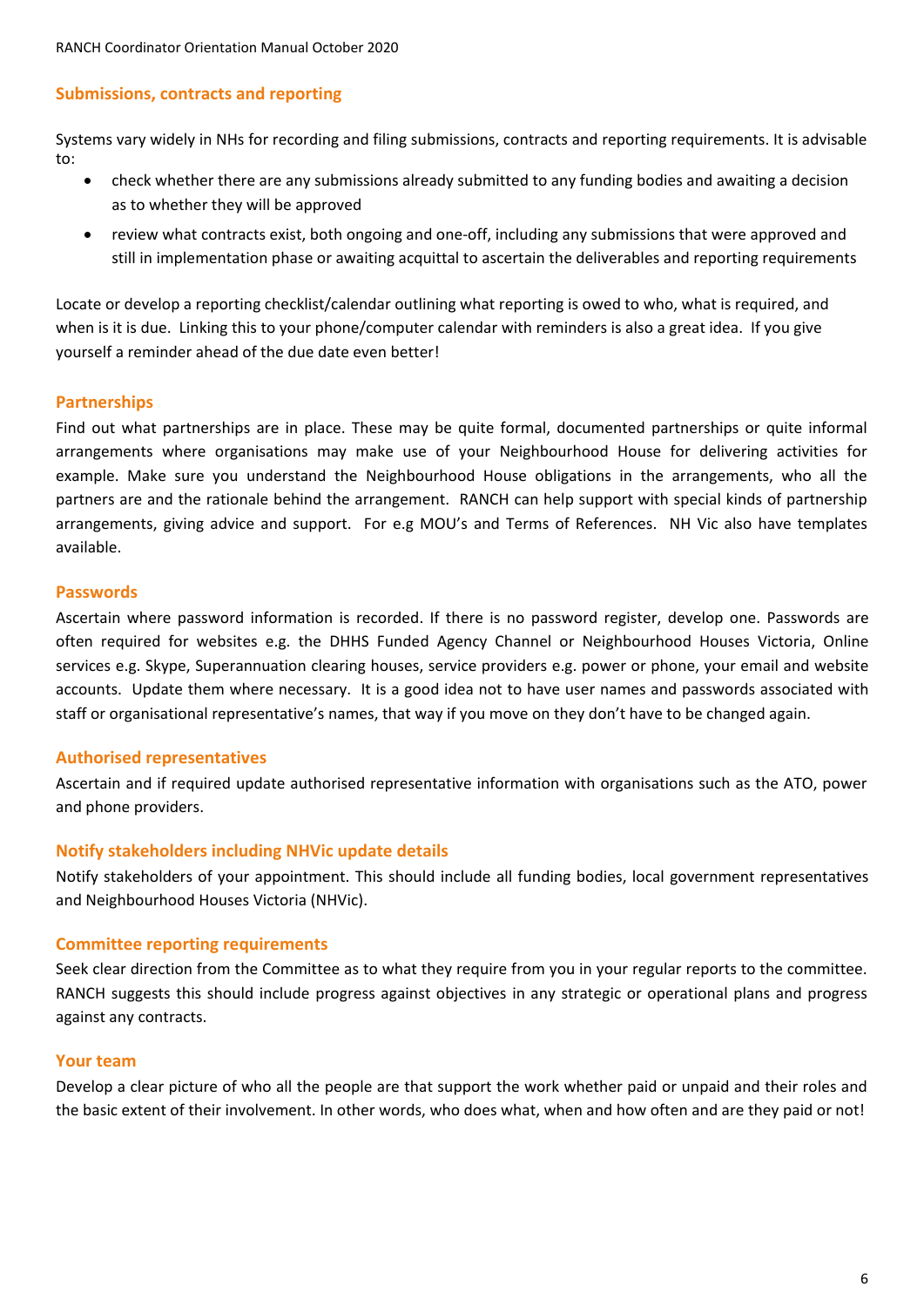## Submissions, contracts and reporting

Systems vary widely in NHs for recording and filing submissions, contracts and reporting requirements. It is advisable to:

- check whether there are any submissions already submitted to any funding bodies and awaiting a decision as to whether they will be approved
- review what contracts exist, both ongoing and one-off, including any submissions that were approved and still in implementation phase or awaiting acquittal to ascertain the deliverables and reporting requirements

Locate or develop a reporting checklist/calendar outlining what reporting is owed to who, what is required, and when is it is due. Linking this to your phone/computer calendar with reminders is also a great idea. If you give yourself a reminder ahead of the due date even better!

## Partnerships

Find out what partnerships are in place. These may be quite formal, documented partnerships or quite informal arrangements where organisations may make use of your Neighbourhood House for delivering activities for example. Make sure you understand the Neighbourhood House obligations in the arrangements, who all the partners are and the rationale behind the arrangement. RANCH can help support with special kinds of partnership arrangements, giving advice and support. For e.g MOU's and Terms of References. NH Vic also have templates available.

## Passwords

Ascertain where password information is recorded. If there is no password register, develop one. Passwords are often required for websites e.g. the DHHS Funded Agency Channel or Neighbourhood Houses Victoria, Online services e.g. Skype, Superannuation clearing houses, service providers e.g. power or phone, your email and website accounts. Update them where necessary. It is a good idea not to have user names and passwords associated with staff or organisational representative's names, that way if you move on they don't have to be changed again.

## Authorised representatives

Ascertain and if required update authorised representative information with organisations such as the ATO, power and phone providers.

## Notify stakeholders including NHVic update details

Notify stakeholders of your appointment. This should include all funding bodies, local government representatives and Neighbourhood Houses Victoria (NHVic).

## Committee reporting requirements

Seek clear direction from the Committee as to what they require from you in your regular reports to the committee. RANCH suggests this should include progress against objectives in any strategic or operational plans and progress against any contracts.

## Your team

Develop a clear picture of who all the people are that support the work whether paid or unpaid and their roles and the basic extent of their involvement. In other words, who does what, when and how often and are they paid or not!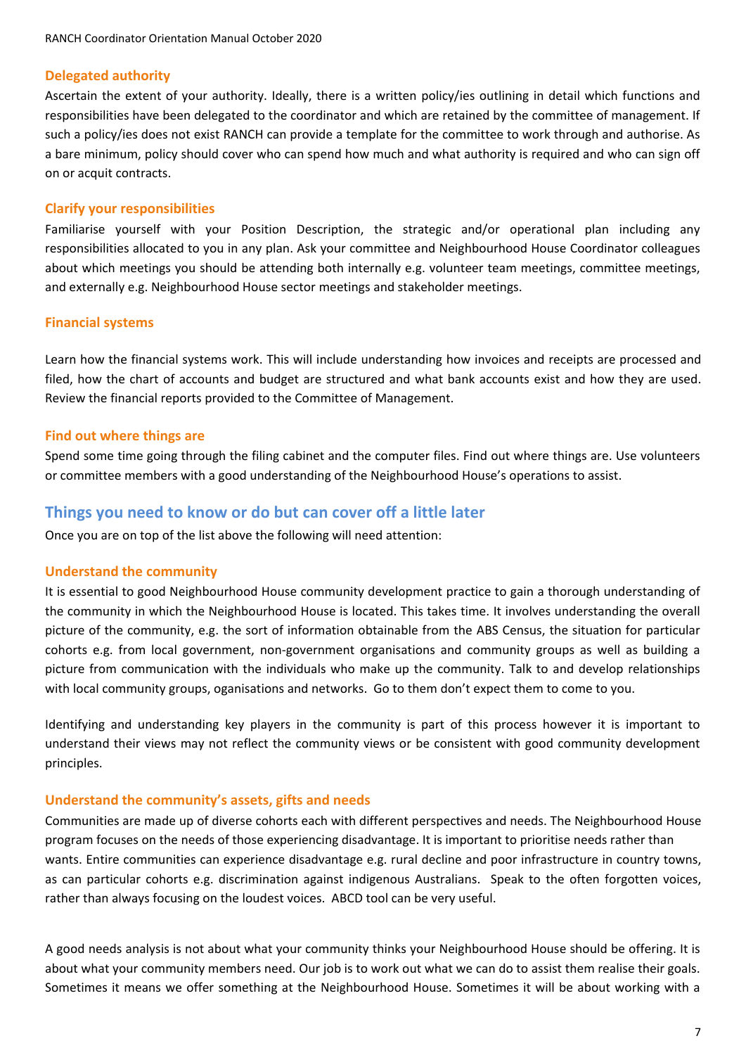### Delegated authority

Ascertain the extent of your authority. Ideally, there is a written policy/ies outlining in detail which functions and responsibilities have been delegated to the coordinator and which are retained by the committee of management. If such a policy/ies does not exist RANCH can provide a template for the committee to work through and authorise. As a bare minimum, policy should cover who can spend how much and what authority is required and who can sign off on or acquit contracts.

### Clarify your responsibilities

Familiarise yourself with your Position Description, the strategic and/or operational plan including any responsibilities allocated to you in any plan. Ask your committee and Neighbourhood House Coordinator colleagues about which meetings you should be attending both internally e.g. volunteer team meetings, committee meetings, and externally e.g. Neighbourhood House sector meetings and stakeholder meetings.

### Financial systems

Learn how the financial systems work. This will include understanding how invoices and receipts are processed and filed, how the chart of accounts and budget are structured and what bank accounts exist and how they are used. Review the financial reports provided to the Committee of Management.

### Find out where things are

Spend some time going through the filing cabinet and the computer files. Find out where things are. Use volunteers or committee members with a good understanding of the Neighbourhood House's operations to assist.

## Things you need to know or do but can cover off a little later

Once you are on top of the list above the following will need attention:

### Understand the community

It is essential to good Neighbourhood House community development practice to gain a thorough understanding of the community in which the Neighbourhood House is located. This takes time. It involves understanding the overall picture of the community, e.g. the sort of information obtainable from the ABS Census, the situation for particular cohorts e.g. from local government, non-government organisations and community groups as well as building a picture from communication with the individuals who make up the community. Talk to and develop relationships with local community groups, oganisations and networks. Go to them don't expect them to come to you.

Identifying and understanding key players in the community is part of this process however it is important to understand their views may not reflect the community views or be consistent with good community development principles.

### Understand the community's assets, gifts and needs

Communities are made up of diverse cohorts each with different perspectives and needs. The Neighbourhood House program focuses on the needs of those experiencing disadvantage. It is important to prioritise needs rather than wants. Entire communities can experience disadvantage e.g. rural decline and poor infrastructure in country towns, as can particular cohorts e.g. discrimination against indigenous Australians. Speak to the often forgotten voices, rather than always focusing on the loudest voices. ABCD tool can be very useful.

A good needs analysis is not about what your community thinks your Neighbourhood House should be offering. It is about what your community members need. Our job is to work out what we can do to assist them realise their goals. Sometimes it means we offer something at the Neighbourhood House. Sometimes it will be about working with a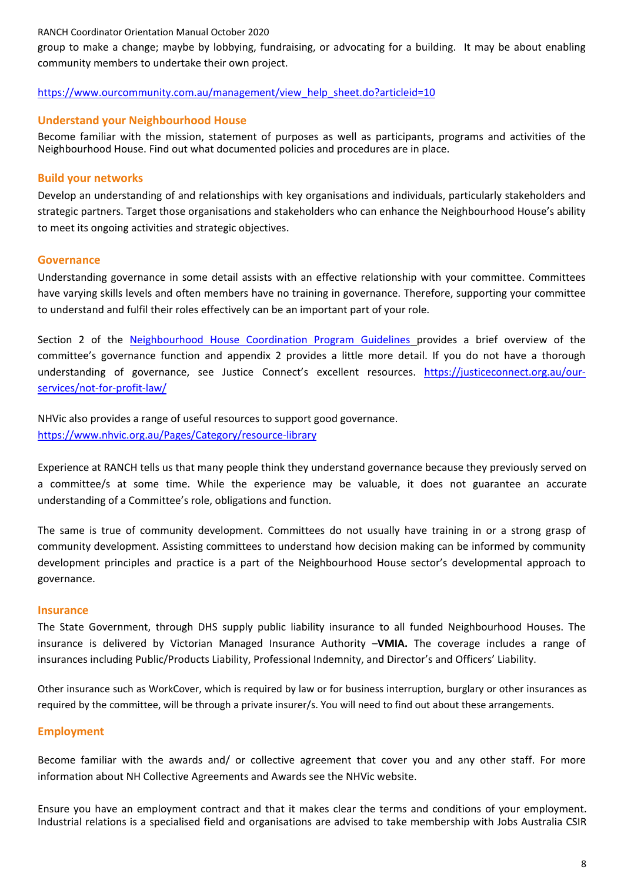group to make a change; maybe by lobbying, fundraising, or advocating for a building. It may be about enabling community members to undertake their own project.

https://www.ourcommunity.com.au/management/view_help_sheet.do?articleid=10

### Understand your Neighbourhood House

Become familiar with the mission, statement of purposes as well as participants, programs and activities of the Neighbourhood House. Find out what documented policies and procedures are in place.

### Build your networks

Develop an understanding of and relationships with key organisations and individuals, particularly stakeholders and strategic partners. Target those organisations and stakeholders who can enhance the Neighbourhood House's ability to meet its ongoing activities and strategic objectives.

### Governance

Understanding governance in some detail assists with an effective relationship with your committee. Committees have varying skills levels and often members have no training in governance. Therefore, supporting your committee to understand and fulfil their roles effectively can be an important part of your role.

Section 2 of the Neighbourhood House Coordination Program Guidelines provides a brief overview of the committee's governance function and appendix 2 provides a little more detail. If you do not have a thorough understanding of governance, see Justice Connect's excellent resources. https://justiceconnect.org.au/our-services/not-for-profit-law/

NHVic also provides a range of useful resources to support good governance.
https://www.nhvic.org.au/Pages/Category/resource-library

Experience at RANCH tells us that many people think they understand governance because they previously served on a committee/s at some time. While the experience may be valuable, it does not guarantee an accurate understanding of a Committee's role, obligations and function.

The same is true of community development. Committees do not usually have training in or a strong grasp of community development. Assisting committees to understand how decision making can be informed by community development principles and practice is a part of the Neighbourhood House sector's developmental approach to governance.

### Insurance

The State Government, through DHS supply public liability insurance to all funded Neighbourhood Houses. The insurance is delivered by Victorian Managed Insurance Authority –**VMIA.** The coverage includes a range of insurances including Public/Products Liability, Professional Indemnity, and Director's and Officers' Liability.

Other insurance such as WorkCover, which is required by law or for business interruption, burglary or other insurances as required by the committee, will be through a private insurer/s. You will need to find out about these arrangements.

### Employment

Become familiar with the awards and/ or collective agreement that cover you and any other staff. For more information about NH Collective Agreements and Awards see the NHVic website.

Ensure you have an employment contract and that it makes clear the terms and conditions of your employment. Industrial relations is a specialised field and organisations are advised to take membership with Jobs Australia CSIR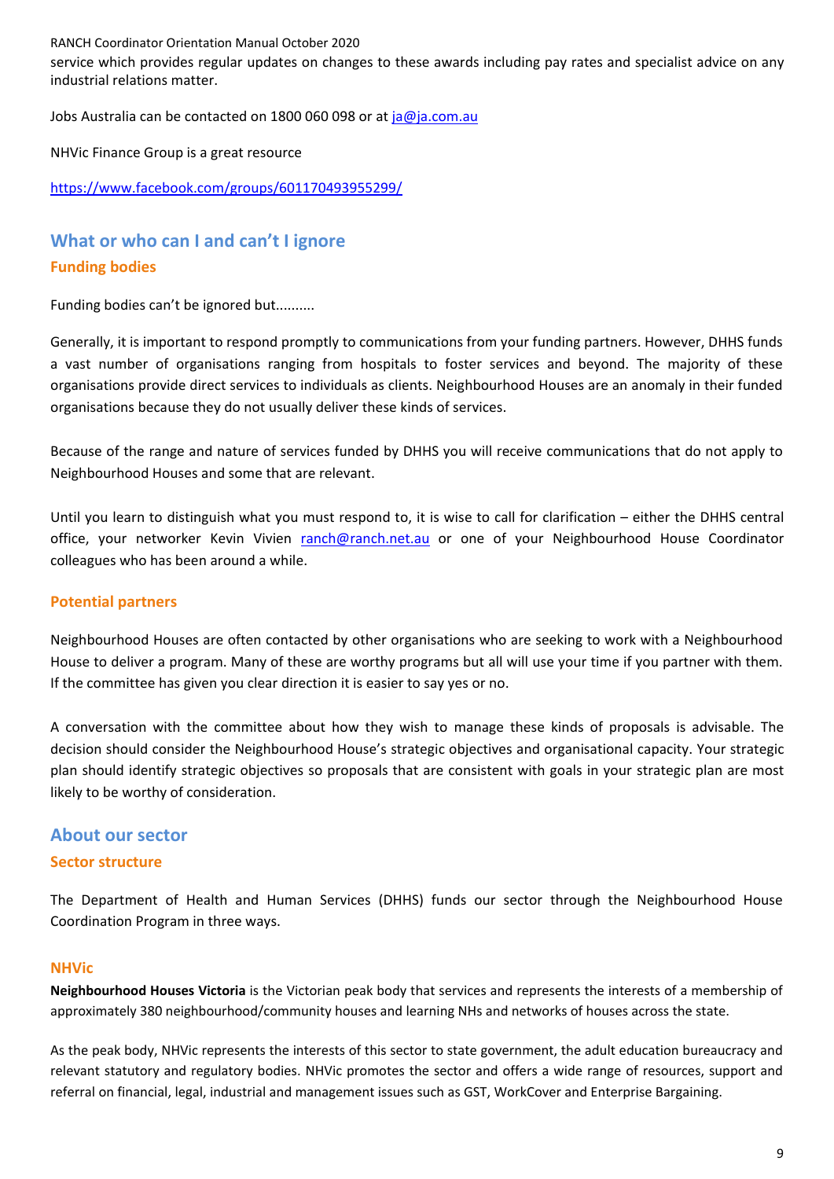service which provides regular updates on changes to these awards including pay rates and specialist advice on any industrial relations matter.

Jobs Australia can be contacted on 1800 060 098 or at ja@ja.com.au

NHVic Finance Group is a great resource

https://www.facebook.com/groups/601170493955299/

## What or who can I and can't I ignore

### Funding bodies

Funding bodies can't be ignored but..........

Generally, it is important to respond promptly to communications from your funding partners. However, DHHS funds a vast number of organisations ranging from hospitals to foster services and beyond. The majority of these organisations provide direct services to individuals as clients. Neighbourhood Houses are an anomaly in their funded organisations because they do not usually deliver these kinds of services.

Because of the range and nature of services funded by DHHS you will receive communications that do not apply to Neighbourhood Houses and some that are relevant.

Until you learn to distinguish what you must respond to, it is wise to call for clarification – either the DHHS central office, your networker Kevin Vivien ranch@ranch.net.au or one of your Neighbourhood House Coordinator colleagues who has been around a while.

### Potential partners

Neighbourhood Houses are often contacted by other organisations who are seeking to work with a Neighbourhood House to deliver a program. Many of these are worthy programs but all will use your time if you partner with them. If the committee has given you clear direction it is easier to say yes or no.

A conversation with the committee about how they wish to manage these kinds of proposals is advisable. The decision should consider the Neighbourhood House's strategic objectives and organisational capacity. Your strategic plan should identify strategic objectives so proposals that are consistent with goals in your strategic plan are most likely to be worthy of consideration.

## About our sector

### Sector structure

The Department of Health and Human Services (DHHS) funds our sector through the Neighbourhood House Coordination Program in three ways.

### NHVic

**Neighbourhood Houses Victoria** is the Victorian peak body that services and represents the interests of a membership of approximately 380 neighbourhood/community houses and learning NHs and networks of houses across the state.

As the peak body, NHVic represents the interests of this sector to state government, the adult education bureaucracy and relevant statutory and regulatory bodies. NHVic promotes the sector and offers a wide range of resources, support and referral on financial, legal, industrial and management issues such as GST, WorkCover and Enterprise Bargaining.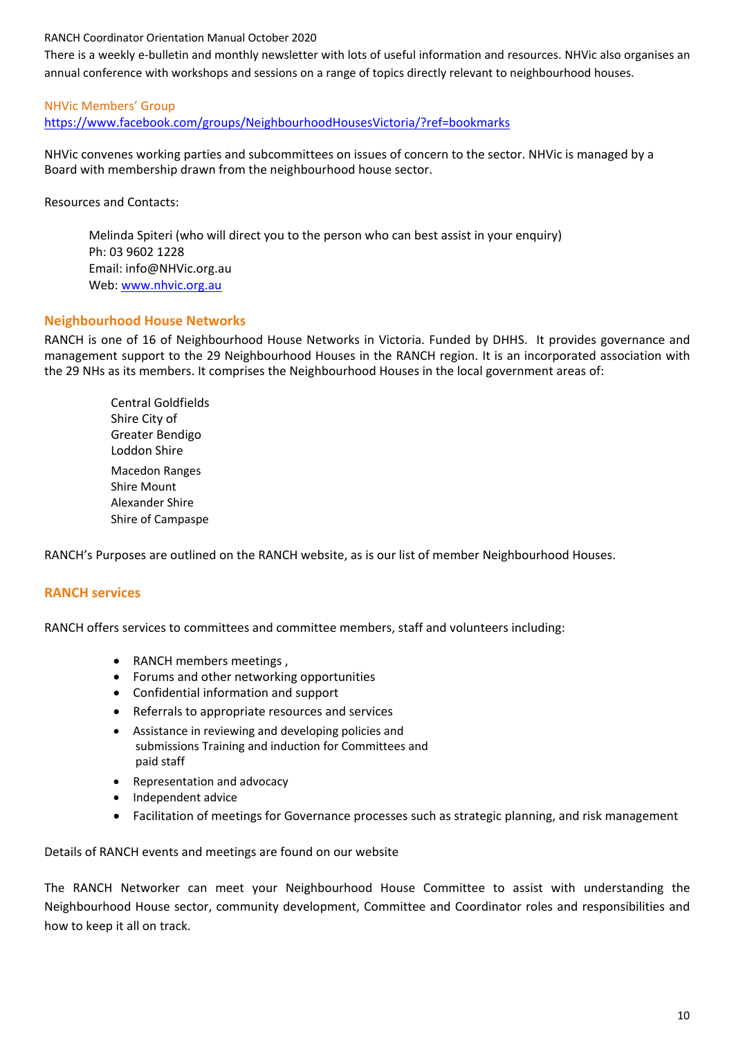There is a weekly e-bulletin and monthly newsletter with lots of useful information and resources. NHVic also organises an annual conference with workshops and sessions on a range of topics directly relevant to neighbourhood houses.

NHVic Members' Group
https://www.facebook.com/groups/NeighbourhoodHousesVictoria/?ref=bookmarks

NHVic convenes working parties and subcommittees on issues of concern to the sector. NHVic is managed by a Board with membership drawn from the neighbourhood house sector.

Resources and Contacts:

> Melinda Spiteri (who will direct you to the person who can best assist in your enquiry)
> Ph: 03 9602 1228
> Email: info@NHVic.org.au
> Web: www.nhvic.org.au

## Neighbourhood House Networks

RANCH is one of 16 of Neighbourhood House Networks in Victoria. Funded by DHHS. It provides governance and management support to the 29 Neighbourhood Houses in the RANCH region. It is an incorporated association with the 29 NHs as its members. It comprises the Neighbourhood Houses in the local government areas of:

Central Goldfields
Shire City of
Greater Bendigo
Loddon Shire
Macedon Ranges
Shire Mount
Alexander Shire
Shire of Campaspe

RANCH's Purposes are outlined on the RANCH website, as is our list of member Neighbourhood Houses.

## RANCH services

RANCH offers services to committees and committee members, staff and volunteers including:

- RANCH members meetings ,
- Forums and other networking opportunities
- Confidential information and support
- Referrals to appropriate resources and services
- Assistance in reviewing and developing policies and submissions Training and induction for Committees and paid staff
- Representation and advocacy
- Independent advice
- Facilitation of meetings for Governance processes such as strategic planning, and risk management

Details of RANCH events and meetings are found on our website

The RANCH Networker can meet your Neighbourhood House Committee to assist with understanding the Neighbourhood House sector, community development, Committee and Coordinator roles and responsibilities and how to keep it all on track.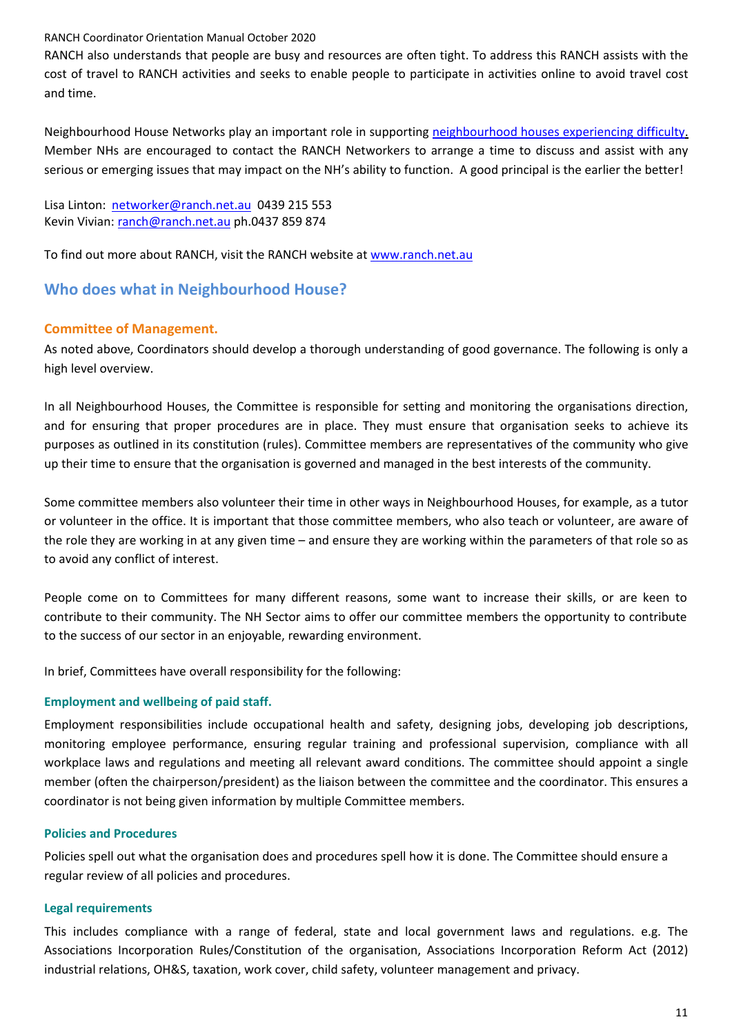RANCH also understands that people are busy and resources are often tight. To address this RANCH assists with the cost of travel to RANCH activities and seeks to enable people to participate in activities online to avoid travel cost and time.

Neighbourhood House Networks play an important role in supporting neighbourhood houses experiencing difficulty. Member NHs are encouraged to contact the RANCH Networkers to arrange a time to discuss and assist with any serious or emerging issues that may impact on the NH's ability to function. A good principal is the earlier the better!

Lisa Linton: networker@ranch.net.au 0439 215 553
Kevin Vivian: ranch@ranch.net.au ph.0437 859 874

To find out more about RANCH, visit the RANCH website at www.ranch.net.au

## Who does what in Neighbourhood House?

### Committee of Management.

As noted above, Coordinators should develop a thorough understanding of good governance. The following is only a high level overview.

In all Neighbourhood Houses, the Committee is responsible for setting and monitoring the organisations direction, and for ensuring that proper procedures are in place. They must ensure that organisation seeks to achieve its purposes as outlined in its constitution (rules). Committee members are representatives of the community who give up their time to ensure that the organisation is governed and managed in the best interests of the community.

Some committee members also volunteer their time in other ways in Neighbourhood Houses, for example, as a tutor or volunteer in the office. It is important that those committee members, who also teach or volunteer, are aware of the role they are working in at any given time – and ensure they are working within the parameters of that role so as to avoid any conflict of interest.

People come on to Committees for many different reasons, some want to increase their skills, or are keen to contribute to their community. The NH Sector aims to offer our committee members the opportunity to contribute to the success of our sector in an enjoyable, rewarding environment.

In brief, Committees have overall responsibility for the following:

#### Employment and wellbeing of paid staff.

Employment responsibilities include occupational health and safety, designing jobs, developing job descriptions, monitoring employee performance, ensuring regular training and professional supervision, compliance with all workplace laws and regulations and meeting all relevant award conditions. The committee should appoint a single member (often the chairperson/president) as the liaison between the committee and the coordinator. This ensures a coordinator is not being given information by multiple Committee members.

#### Policies and Procedures

Policies spell out what the organisation does and procedures spell how it is done. The Committee should ensure a regular review of all policies and procedures.

#### Legal requirements

This includes compliance with a range of federal, state and local government laws and regulations. e.g. The Associations Incorporation Rules/Constitution of the organisation, Associations Incorporation Reform Act (2012) industrial relations, OH&S, taxation, work cover, child safety, volunteer management and privacy.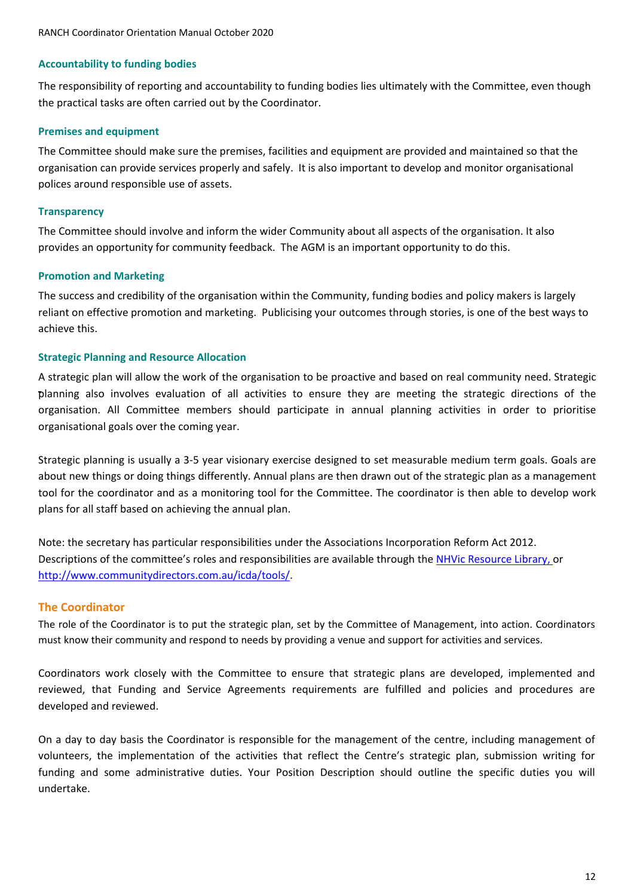### Accountability to funding bodies

The responsibility of reporting and accountability to funding bodies lies ultimately with the Committee, even though the practical tasks are often carried out by the Coordinator.

### Premises and equipment

The Committee should make sure the premises, facilities and equipment are provided and maintained so that the organisation can provide services properly and safely. It is also important to develop and monitor organisational polices around responsible use of assets.

### Transparency

The Committee should involve and inform the wider Community about all aspects of the organisation. It also provides an opportunity for community feedback. The AGM is an important opportunity to do this.

### Promotion and Marketing

The success and credibility of the organisation within the Community, funding bodies and policy makers is largely reliant on effective promotion and marketing. Publicising your outcomes through stories, is one of the best ways to achieve this.

### Strategic Planning and Resource Allocation

A strategic plan will allow the work of the organisation to be proactive and based on real community need. Strategic planning also involves evaluation of all activities to ensure they are meeting the strategic directions of the organisation. All Committee members should participate in annual planning activities in order to prioritise organisational goals over the coming year.

Strategic planning is usually a 3-5 year visionary exercise designed to set measurable medium term goals. Goals are about new things or doing things differently. Annual plans are then drawn out of the strategic plan as a management tool for the coordinator and as a monitoring tool for the Committee. The coordinator is then able to develop work plans for all staff based on achieving the annual plan.

Note: the secretary has particular responsibilities under the Associations Incorporation Reform Act 2012. Descriptions of the committee's roles and responsibilities are available through the [NHVic Resource Library,](NHVic Resource Library) or http://www.communitydirectors.com.au/icda/tools/.

## The Coordinator

The role of the Coordinator is to put the strategic plan, set by the Committee of Management, into action. Coordinators must know their community and respond to needs by providing a venue and support for activities and services.

Coordinators work closely with the Committee to ensure that strategic plans are developed, implemented and reviewed, that Funding and Service Agreements requirements are fulfilled and policies and procedures are developed and reviewed.

On a day to day basis the Coordinator is responsible for the management of the centre, including management of volunteers, the implementation of the activities that reflect the Centre's strategic plan, submission writing for funding and some administrative duties. Your Position Description should outline the specific duties you will undertake.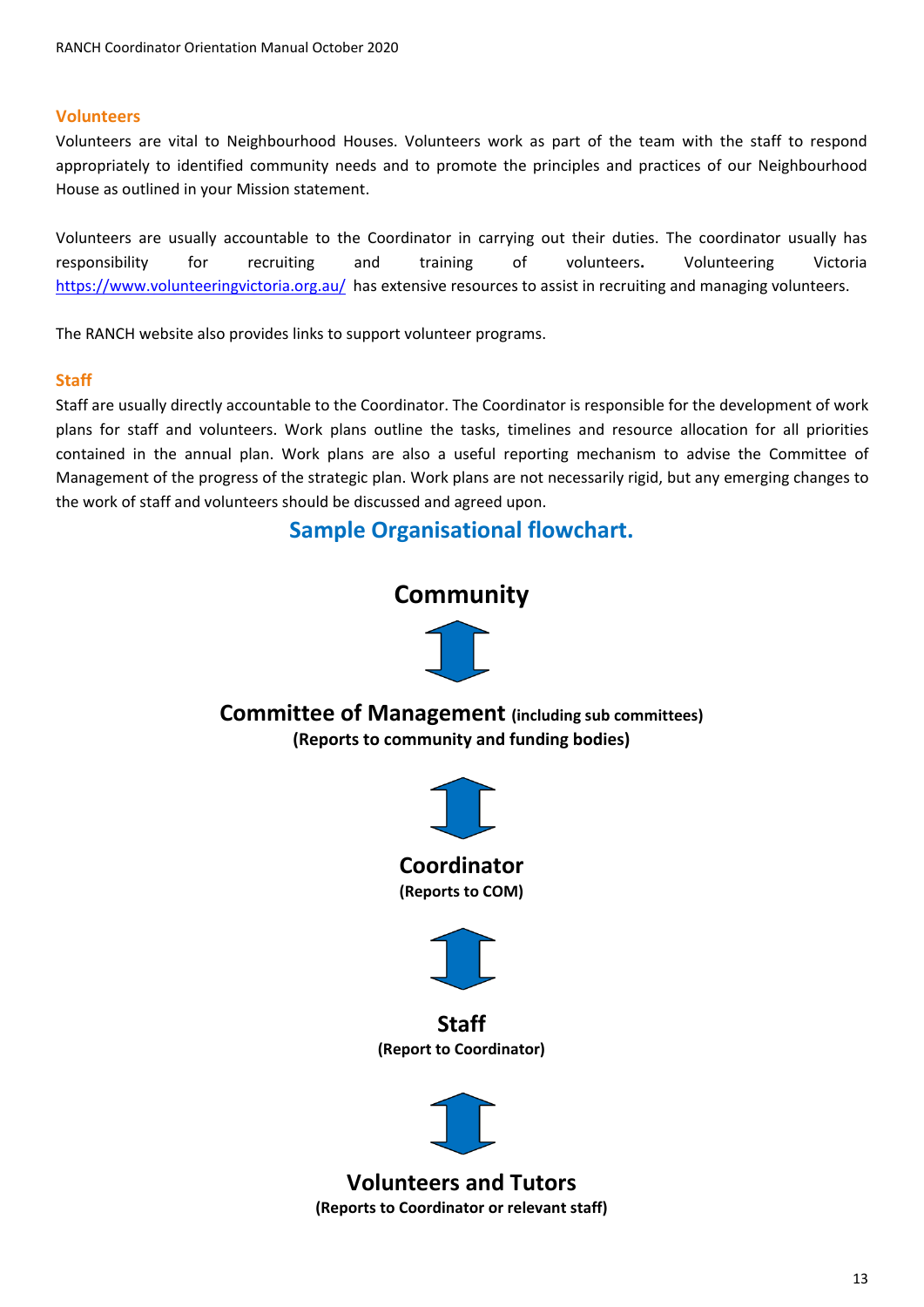### Volunteers

Volunteers are vital to Neighbourhood Houses. Volunteers work as part of the team with the staff to respond appropriately to identified community needs and to promote the principles and practices of our Neighbourhood House as outlined in your Mission statement.

Volunteers are usually accountable to the Coordinator in carrying out their duties. The coordinator usually has responsibility for recruiting and training of volunteers**.** Volunteering Victoria https://www.volunteeringvictoria.org.au/ has extensive resources to assist in recruiting and managing volunteers.

The RANCH website also provides links to support volunteer programs.

### Staff

Staff are usually directly accountable to the Coordinator. The Coordinator is responsible for the development of work plans for staff and volunteers. Work plans outline the tasks, timelines and resource allocation for all priorities contained in the annual plan. Work plans are also a useful reporting mechanism to advise the Committee of Management of the progress of the strategic plan. Work plans are not necessarily rigid, but any emerging changes to the work of staff and volunteers should be discussed and agreed upon.

## Sample Organisational flowchart.

**Community**

↕

**Committee of Management (including sub committees)**
**(Reports to community and funding bodies)**

↕

**Coordinator**
**(Reports to COM)**

↕

**Staff**
**(Report to Coordinator)**

↕

**Volunteers and Tutors**
**(Reports to Coordinator or relevant staff)**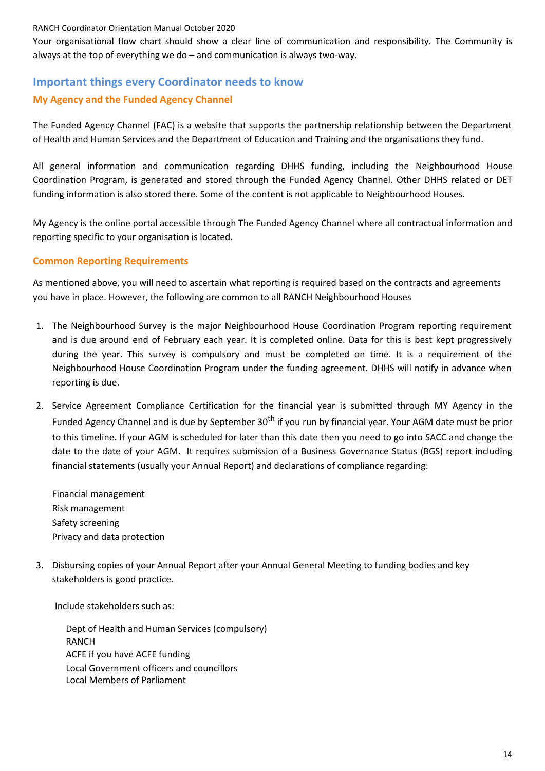Your organisational flow chart should show a clear line of communication and responsibility. The Community is always at the top of everything we do – and communication is always two-way.

## Important things every Coordinator needs to know

### My Agency and the Funded Agency Channel

The Funded Agency Channel (FAC) is a website that supports the partnership relationship between the Department of Health and Human Services and the Department of Education and Training and the organisations they fund.

All general information and communication regarding DHHS funding, including the Neighbourhood House Coordination Program, is generated and stored through the Funded Agency Channel. Other DHHS related or DET funding information is also stored there. Some of the content is not applicable to Neighbourhood Houses.

My Agency is the online portal accessible through The Funded Agency Channel where all contractual information and reporting specific to your organisation is located.

### Common Reporting Requirements

As mentioned above, you will need to ascertain what reporting is required based on the contracts and agreements you have in place. However, the following are common to all RANCH Neighbourhood Houses

1. The Neighbourhood Survey is the major Neighbourhood House Coordination Program reporting requirement and is due around end of February each year. It is completed online. Data for this is best kept progressively during the year. This survey is compulsory and must be completed on time. It is a requirement of the Neighbourhood House Coordination Program under the funding agreement. DHHS will notify in advance when reporting is due.

2. Service Agreement Compliance Certification for the financial year is submitted through MY Agency in the Funded Agency Channel and is due by September 30th if you run by financial year. Your AGM date must be prior to this timeline. If your AGM is scheduled for later than this date then you need to go into SACC and change the date to the date of your AGM. It requires submission of a Business Governance Status (BGS) report including financial statements (usually your Annual Report) and declarations of compliance regarding:

   Financial management
   Risk management
   Safety screening
   Privacy and data protection

3. Disbursing copies of your Annual Report after your Annual General Meeting to funding bodies and key stakeholders is good practice.

   Include stakeholders such as:

   Dept of Health and Human Services (compulsory)
   RANCH
   ACFE if you have ACFE funding
   Local Government officers and councillors
   Local Members of Parliament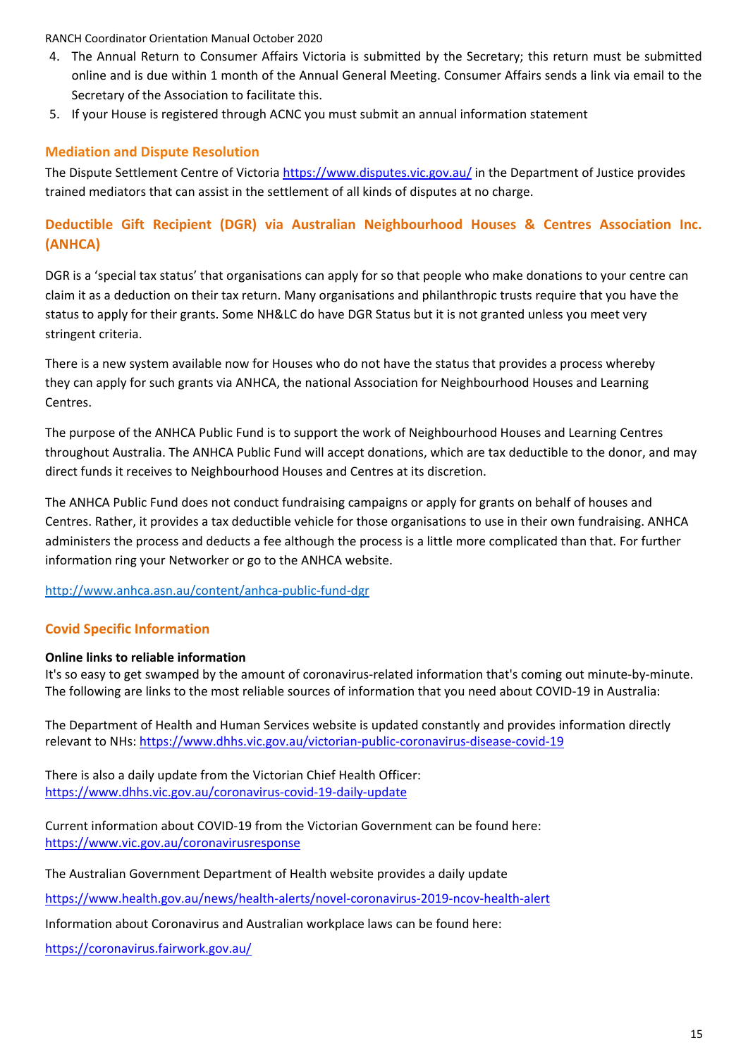4. The Annual Return to Consumer Affairs Victoria is submitted by the Secretary; this return must be submitted online and is due within 1 month of the Annual General Meeting. Consumer Affairs sends a link via email to the Secretary of the Association to facilitate this.
5. If your House is registered through ACNC you must submit an annual information statement

## Mediation and Dispute Resolution

The Dispute Settlement Centre of Victoria https://www.disputes.vic.gov.au/ in the Department of Justice provides trained mediators that can assist in the settlement of all kinds of disputes at no charge.

## Deductible Gift Recipient (DGR) via Australian Neighbourhood Houses & Centres Association Inc. (ANHCA)

DGR is a 'special tax status' that organisations can apply for so that people who make donations to your centre can claim it as a deduction on their tax return. Many organisations and philanthropic trusts require that you have the status to apply for their grants. Some NH&LC do have DGR Status but it is not granted unless you meet very stringent criteria.

There is a new system available now for Houses who do not have the status that provides a process whereby they can apply for such grants via ANHCA, the national Association for Neighbourhood Houses and Learning Centres.

The purpose of the ANHCA Public Fund is to support the work of Neighbourhood Houses and Learning Centres throughout Australia. The ANHCA Public Fund will accept donations, which are tax deductible to the donor, and may direct funds it receives to Neighbourhood Houses and Centres at its discretion.

The ANHCA Public Fund does not conduct fundraising campaigns or apply for grants on behalf of houses and Centres. Rather, it provides a tax deductible vehicle for those organisations to use in their own fundraising. ANHCA administers the process and deducts a fee although the process is a little more complicated than that. For further information ring your Networker or go to the ANHCA website.

http://www.anhca.asn.au/content/anhca-public-fund-dgr

## Covid Specific Information

**Online links to reliable information**
It's so easy to get swamped by the amount of coronavirus-related information that's coming out minute-by-minute. The following are links to the most reliable sources of information that you need about COVID-19 in Australia:

The Department of Health and Human Services website is updated constantly and provides information directly relevant to NHs: https://www.dhhs.vic.gov.au/victorian-public-coronavirus-disease-covid-19

There is also a daily update from the Victorian Chief Health Officer:
https://www.dhhs.vic.gov.au/coronavirus-covid-19-daily-update

Current information about COVID-19 from the Victorian Government can be found here:
https://www.vic.gov.au/coronavirusresponse

The Australian Government Department of Health website provides a daily update

https://www.health.gov.au/news/health-alerts/novel-coronavirus-2019-ncov-health-alert

Information about Coronavirus and Australian workplace laws can be found here:

https://coronavirus.fairwork.gov.au/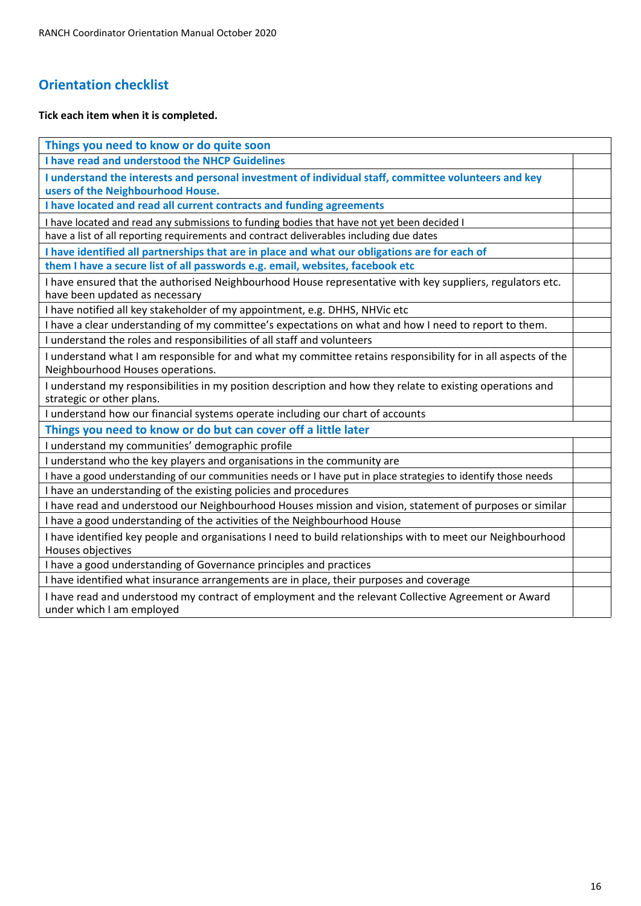## Orientation checklist

**Tick each item when it is completed.**

| | |
|---|---|
| **Things you need to know or do quite soon** | |
| **I have read and understood the NHCP Guidelines** | |
| **I understand the interests and personal investment of individual staff, committee volunteers and key users of the Neighbourhood House.** | |
| **I have located and read all current contracts and funding agreements** | |
| I have located and read any submissions to funding bodies that have not yet been decided I | |
| have a list of all reporting requirements and contract deliverables including due dates | |
| **I have identified all partnerships that are in place and what our obligations are for each of** | |
| **them I have a secure list of all passwords e.g. email, websites, facebook etc** | |
| I have ensured that the authorised Neighbourhood House representative with key suppliers, regulators etc. have been updated as necessary | |
| I have notified all key stakeholder of my appointment, e.g. DHHS, NHVic etc | |
| I have a clear understanding of my committee's expectations on what and how I need to report to them. | |
| I understand the roles and responsibilities of all staff and volunteers | |
| I understand what I am responsible for and what my committee retains responsibility for in all aspects of the Neighbourhood Houses operations. | |
| I understand my responsibilities in my position description and how they relate to existing operations and strategic or other plans. | |
| I understand how our financial systems operate including our chart of accounts | |
| **Things you need to know or do but can cover off a little later** | |
| I understand my communities' demographic profile | |
| I understand who the key players and organisations in the community are | |
| I have a good understanding of our communities needs or I have put in place strategies to identify those needs | |
| I have an understanding of the existing policies and procedures | |
| I have read and understood our Neighbourhood Houses mission and vision, statement of purposes or similar | |
| I have a good understanding of the activities of the Neighbourhood House | |
| I have identified key people and organisations I need to build relationships with to meet our Neighbourhood Houses objectives | |
| I have a good understanding of Governance principles and practices | |
| I have identified what insurance arrangements are in place, their purposes and coverage | |
| I have read and understood my contract of employment and the relevant Collective Agreement or Award under which I am employed | |